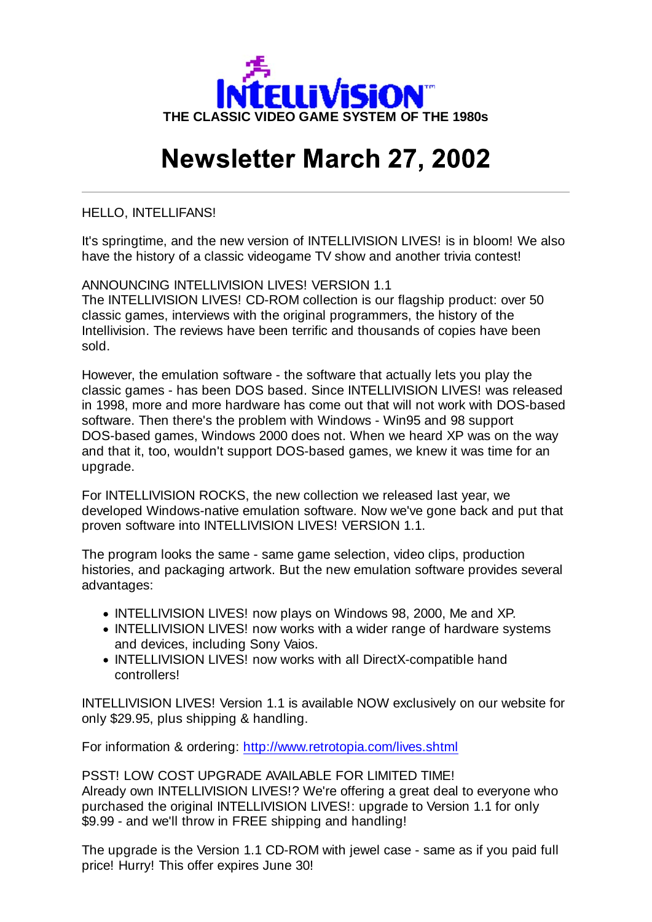# INTELLIVISION™

**THE CLASSIC VIDEO GAME SYSTEM OF THE 1980s**

# Newsletter March 27, 2002

---

HELLO, INTELLIFANS!

It's springtime, and the new version of INTELLIVISION LIVES! is in bloom! We also have the history of a classic videogame TV show and another trivia contest!

ANNOUNCING INTELLIVISION LIVES! VERSION 1.1
The INTELLIVISION LIVES! CD-ROM collection is our flagship product: over 50 classic games, interviews with the original programmers, the history of the Intellivision. The reviews have been terrific and thousands of copies have been sold.

However, the emulation software - the software that actually lets you play the classic games - has been DOS based. Since INTELLIVISION LIVES! was released in 1998, more and more hardware has come out that will not work with DOS-based software. Then there's the problem with Windows - Win95 and 98 support DOS-based games, Windows 2000 does not. When we heard XP was on the way and that it, too, wouldn't support DOS-based games, we knew it was time for an upgrade.

For INTELLIVISION ROCKS, the new collection we released last year, we developed Windows-native emulation software. Now we've gone back and put that proven software into INTELLIVISION LIVES! VERSION 1.1.

The program looks the same - same game selection, video clips, production histories, and packaging artwork. But the new emulation software provides several advantages:

- INTELLIVISION LIVES! now plays on Windows 98, 2000, Me and XP.
- INTELLIVISION LIVES! now works with a wider range of hardware systems and devices, including Sony Vaios.
- INTELLIVISION LIVES! now works with all DirectX-compatible hand controllers!

INTELLIVISION LIVES! Version 1.1 is available NOW exclusively on our website for only $29.95, plus shipping & handling.

For information & ordering: http://www.retrotopia.com/lives.shtml

PSST! LOW COST UPGRADE AVAILABLE FOR LIMITED TIME!
Already own INTELLIVISION LIVES!? We're offering a great deal to everyone who purchased the original INTELLIVISION LIVES!: upgrade to Version 1.1 for only $9.99 - and we'll throw in FREE shipping and handling!

The upgrade is the Version 1.1 CD-ROM with jewel case - same as if you paid full price! Hurry! This offer expires June 30!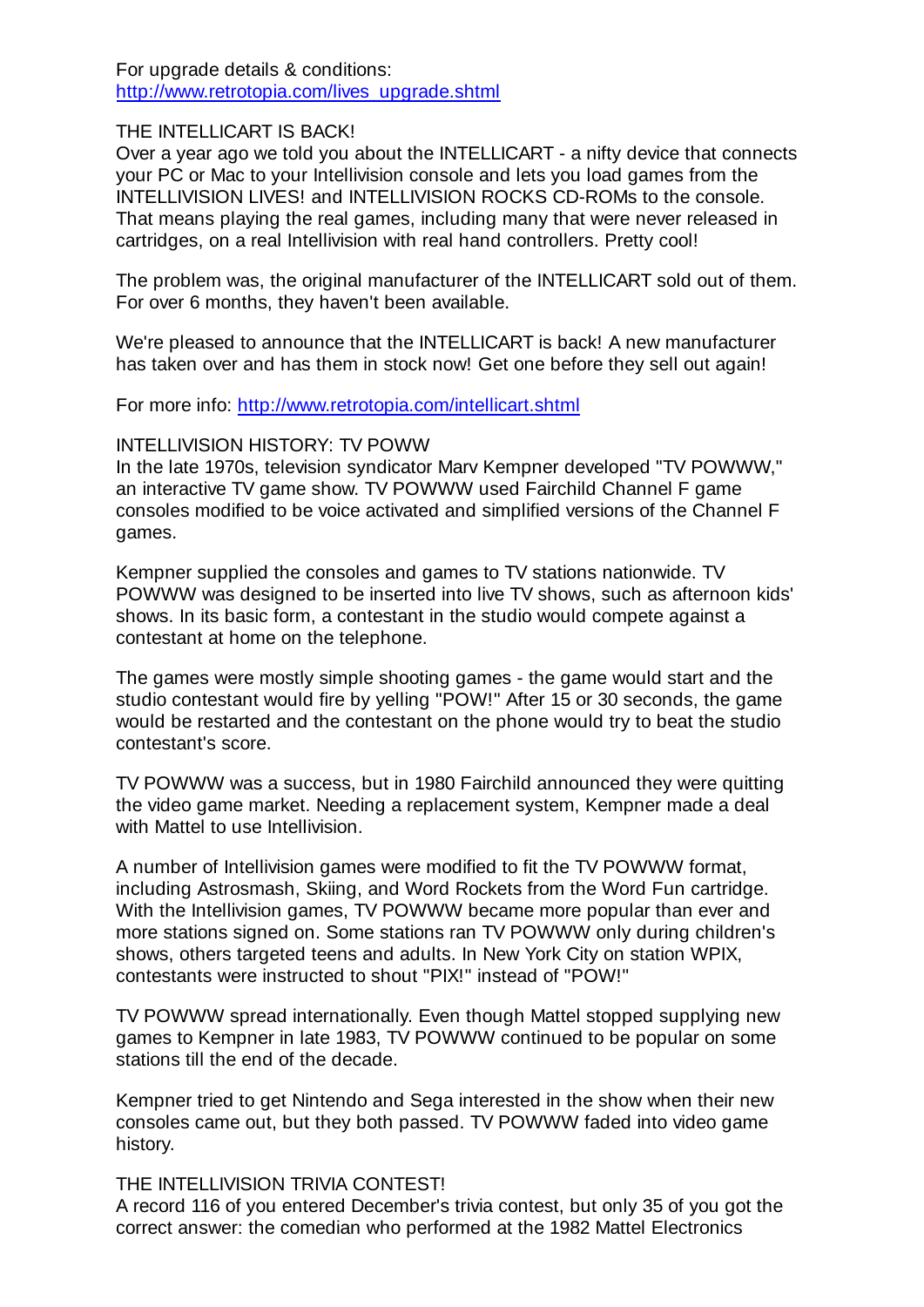For upgrade details & conditions:
http://www.retrotopia.com/lives_upgrade.shtml

THE INTELLICART IS BACK!

Over a year ago we told you about the INTELLICART - a nifty device that connects your PC or Mac to your Intellivision console and lets you load games from the INTELLIVISION LIVES! and INTELLIVISION ROCKS CD-ROMs to the console. That means playing the real games, including many that were never released in cartridges, on a real Intellivision with real hand controllers. Pretty cool!

The problem was, the original manufacturer of the INTELLICART sold out of them. For over 6 months, they haven't been available.

We're pleased to announce that the INTELLICART is back! A new manufacturer has taken over and has them in stock now! Get one before they sell out again!

For more info: http://www.retrotopia.com/intellicart.shtml

INTELLIVISION HISTORY: TV POWW

In the late 1970s, television syndicator Marv Kempner developed "TV POWWW," an interactive TV game show. TV POWWW used Fairchild Channel F game consoles modified to be voice activated and simplified versions of the Channel F games.

Kempner supplied the consoles and games to TV stations nationwide. TV POWWW was designed to be inserted into live TV shows, such as afternoon kids' shows. In its basic form, a contestant in the studio would compete against a contestant at home on the telephone.

The games were mostly simple shooting games - the game would start and the studio contestant would fire by yelling "POW!" After 15 or 30 seconds, the game would be restarted and the contestant on the phone would try to beat the studio contestant's score.

TV POWWW was a success, but in 1980 Fairchild announced they were quitting the video game market. Needing a replacement system, Kempner made a deal with Mattel to use Intellivision.

A number of Intellivision games were modified to fit the TV POWWW format, including Astrosmash, Skiing, and Word Rockets from the Word Fun cartridge. With the Intellivision games, TV POWWW became more popular than ever and more stations signed on. Some stations ran TV POWWW only during children's shows, others targeted teens and adults. In New York City on station WPIX, contestants were instructed to shout "PIX!" instead of "POW!"

TV POWWW spread internationally. Even though Mattel stopped supplying new games to Kempner in late 1983, TV POWWW continued to be popular on some stations till the end of the decade.

Kempner tried to get Nintendo and Sega interested in the show when their new consoles came out, but they both passed. TV POWWW faded into video game history.

THE INTELLIVISION TRIVIA CONTEST!

A record 116 of you entered December's trivia contest, but only 35 of you got the correct answer: the comedian who performed at the 1982 Mattel Electronics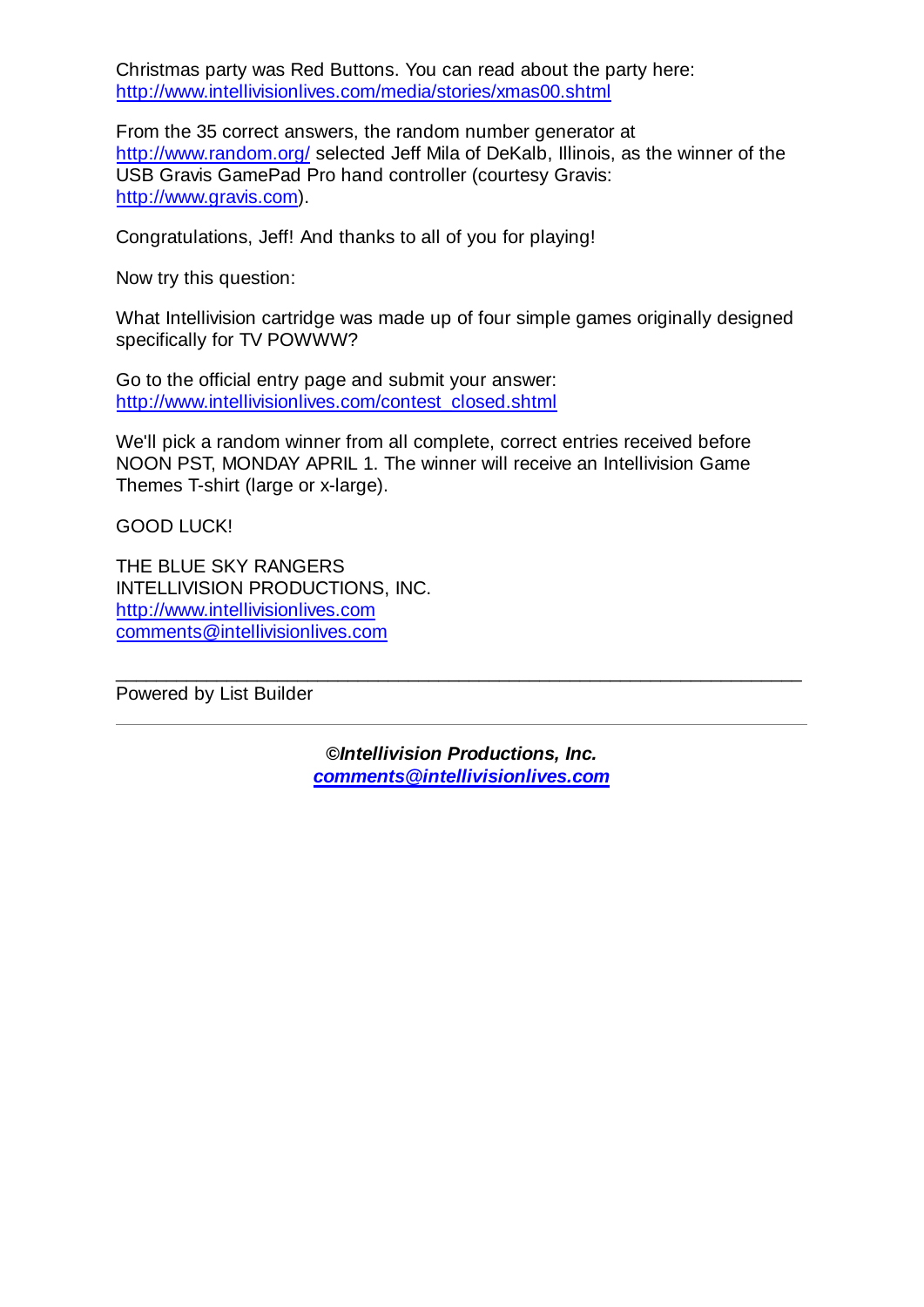Christmas party was Red Buttons. You can read about the party here: http://www.intellivisionlives.com/media/stories/xmas00.shtml

From the 35 correct answers, the random number generator at http://www.random.org/ selected Jeff Mila of DeKalb, Illinois, as the winner of the USB Gravis GamePad Pro hand controller (courtesy Gravis: http://www.gravis.com).

Congratulations, Jeff! And thanks to all of you for playing!

Now try this question:

What Intellivision cartridge was made up of four simple games originally designed specifically for TV POWWW?

Go to the official entry page and submit your answer: http://www.intellivisionlives.com/contest_closed.shtml

We'll pick a random winner from all complete, correct entries received before NOON PST, MONDAY APRIL 1. The winner will receive an Intellivision Game Themes T-shirt (large or x-large).

GOOD LUCK!

THE BLUE SKY RANGERS
INTELLIVISION PRODUCTIONS, INC.
http://www.intellivisionlives.com
comments@intellivisionlives.com

---

Powered by List Builder

---

***©Intellivision Productions, Inc.***
***comments@intellivisionlives.com***